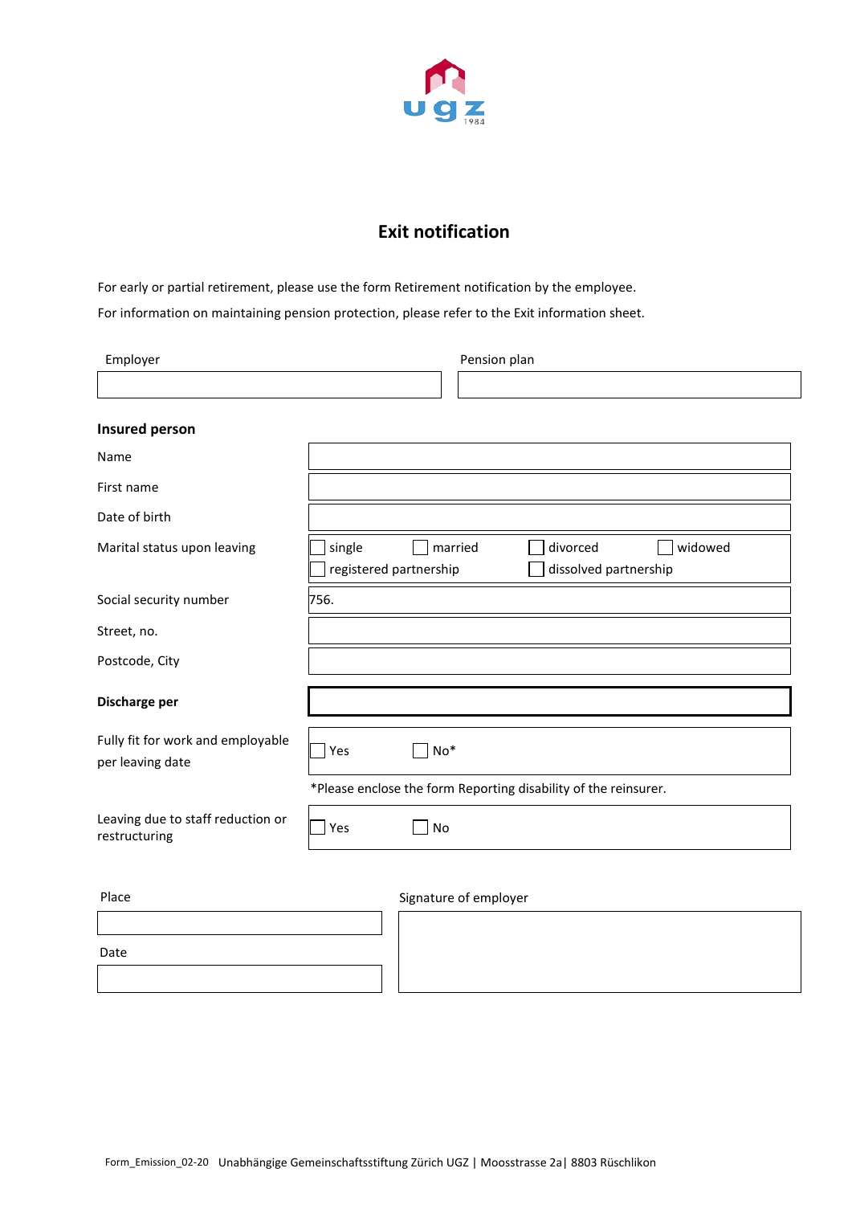# Exit notification

For early or partial retirement, please use the form Retirement notification by the employee.

For information on maintaining pension protection, please refer to the Exit information sheet.

| Employer | Pension plan |
|---|---|
| | |

**Insured person**

| | |
|---|---|
| Name | |
| First name | |
| Date of birth | |
| Marital status upon leaving | ☐ single ☐ married ☐ divorced ☐ widowed ☐ registered partnership ☐ dissolved partnership |
| Social security number | 756. |
| Street, no. | |
| Postcode, City | |
| **Discharge per** | |
| Fully fit for work and employable per leaving date | ☐ Yes ☐ No* |

*Please enclose the form Reporting disability of the reinsurer.

| | |
|---|---|
| Leaving due to staff reduction or restructuring | ☐ Yes ☐ No |

| Place | Signature of employer |
|---|---|
| | |
| Date | |
| | |

Form_Emission_02-20 Unabhängige Gemeinschaftsstiftung Zürich UGZ | Moosstrasse 2a| 8803 Rüschlikon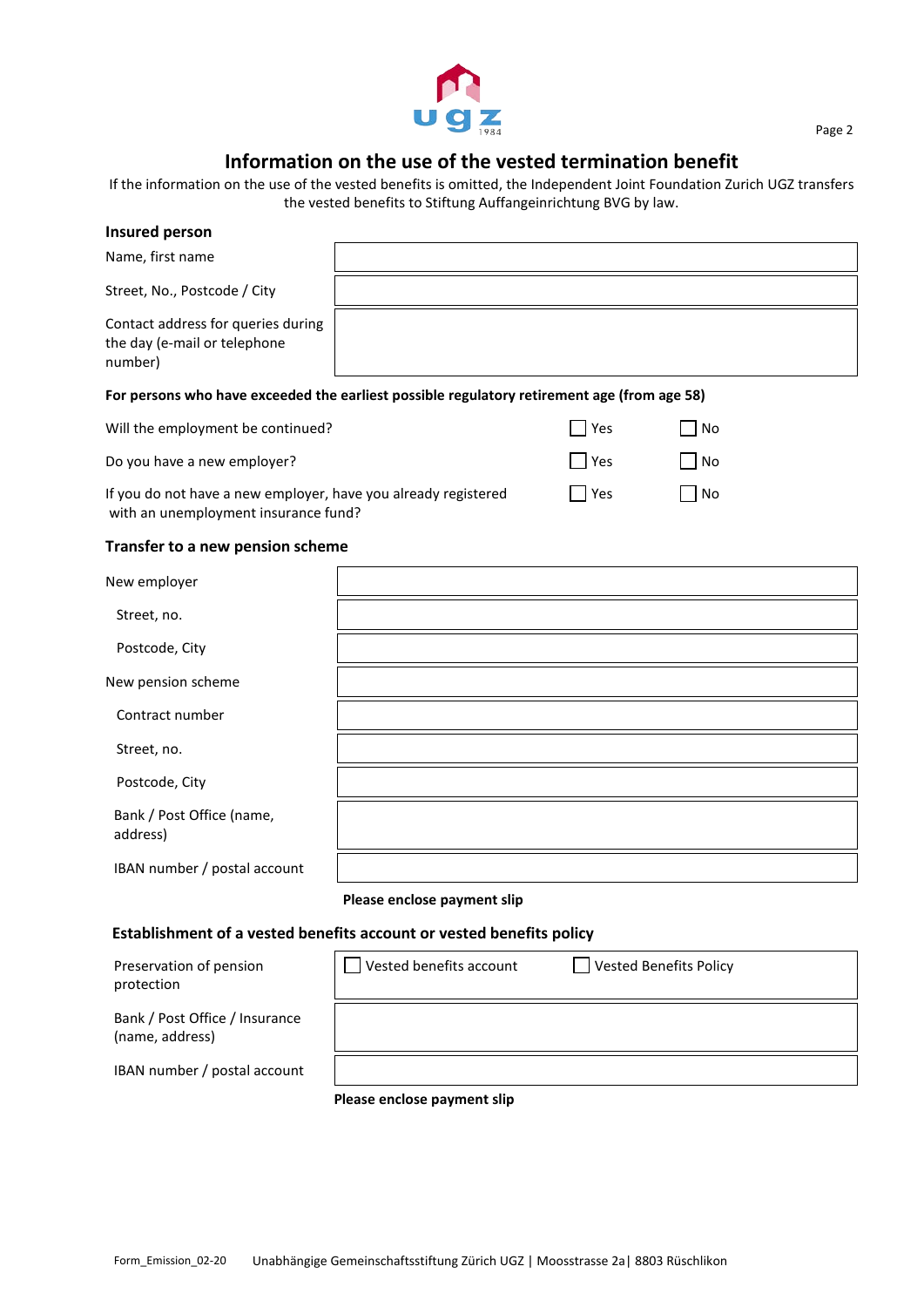# Information on the use of the vested termination benefit

If the information on the use of the vested benefits is omitted, the Independent Joint Foundation Zurich UGZ transfers the vested benefits to Stiftung Auffangeinrichtung BVG by law.

## Insured person

| | |
|---|---|
| Name, first name | |
| Street, No., Postcode / City | |
| Contact address for queries during the day (e-mail or telephone number) | |

**For persons who have exceeded the earliest possible regulatory retirement age (from age 58)**

| | | |
|---|---|---|
| Will the employment be continued? | ☐ Yes | ☐ No |
| Do you have a new employer? | ☐ Yes | ☐ No |
| If you do not have a new employer, have you already registered with an unemployment insurance fund? | ☐ Yes | ☐ No |

## Transfer to a new pension scheme

| | |
|---|---|
| New employer | |
| Street, no. | |
| Postcode, City | |
| New pension scheme | |
| Contract number | |
| Street, no. | |
| Postcode, City | |
| Bank / Post Office (name, address) | |
| IBAN number / postal account | |

**Please enclose payment slip**

## Establishment of a vested benefits account or vested benefits policy

| | |
|---|---|
| Preservation of pension protection | ☐ Vested benefits account ☐ Vested Benefits Policy |
| Bank / Post Office / Insurance (name, address) | |
| IBAN number / postal account | |

**Please enclose payment slip**

Form_Emission_02-20 Unabhängige Gemeinschaftsstiftung Zürich UGZ | Moosstrasse 2a| 8803 Rüschlikon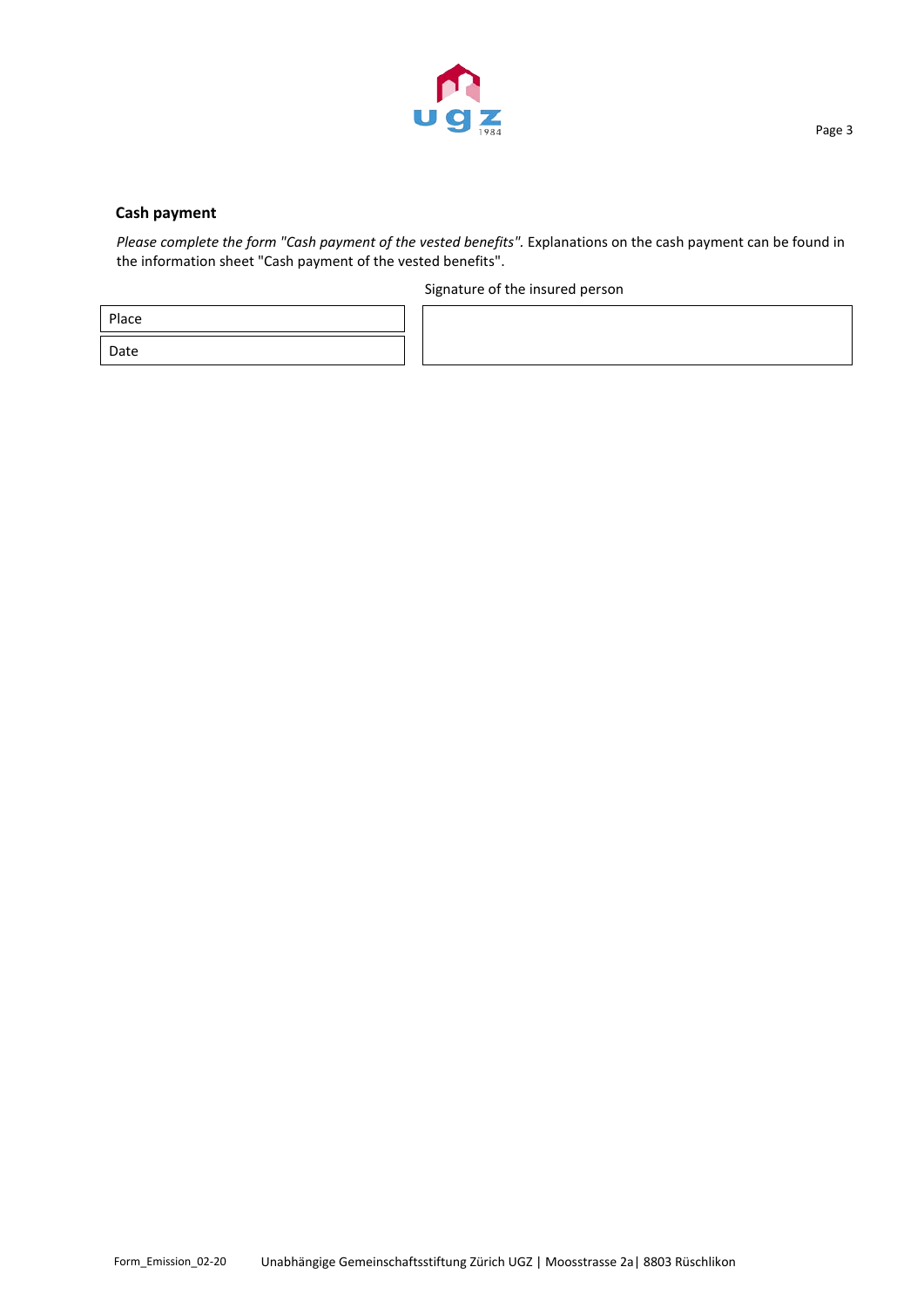## Cash payment

*Please complete the form "Cash payment of the vested benefits".* Explanations on the cash payment can be found in the information sheet "Cash payment of the vested benefits".

| | |
|---|---|
| Place | Signature of the insured person |
| Date | |

Form_Emission_02-20    Unabhängige Gemeinschaftsstiftung Zürich UGZ | Moosstrasse 2a| 8803 Rüschlikon